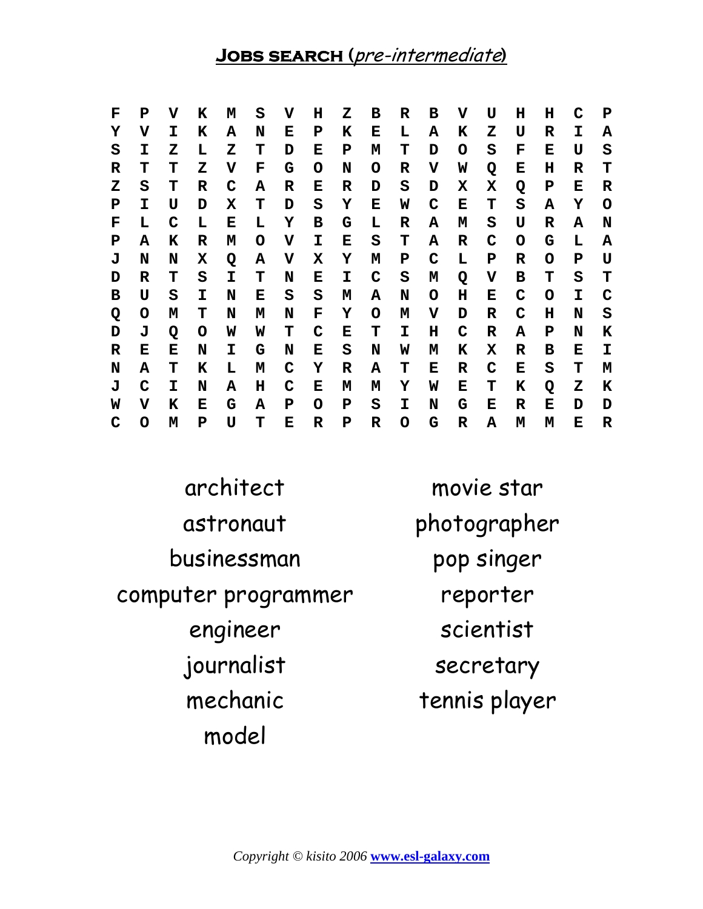# Jobs search (*pre-intermediate*)

```
F P V K M S V H Z B R B V U H H C P
Y V I K A N E P K E L A K Z U R I A
S I Z L Z T D E P M T D O S F E U S
R T T Z V F G O N O R V W Q E H R T
Z S T R C A R E R D S D X X Q P E R
P I U D X T D S Y E W C E T S A Y O
F L C L E L Y B G L R A M S U R A N
P A K R M O V I E S T A R C O G L A
J N N X Q A V X Y M P C L P R O P U
D R T S I T N E I C S M Q V B T S T
B U S I N E S S M A N O H E C O I C
Q O M T N M N F Y O M V D R C H N S
D J Q O W W T C E T I H C R A P N K
R E E N I G N E S N W M K X R B E I
N A T K L M C Y R A T E R C E S T M
J C I N A H C E M M Y W E T K Q Z K
W V K E G A P O P S I N G E R E D D
C O M P U T E R P R O G R A M M E R
```

| | |
|---|---|
| architect | movie star |
| astronaut | photographer |
| businessman | pop singer |
| computer programmer | reporter |
| engineer | scientist |
| journalist | secretary |
| mechanic | tennis player |
| model | |

*Copyright © kisito 2006* **www.esl-galaxy.com**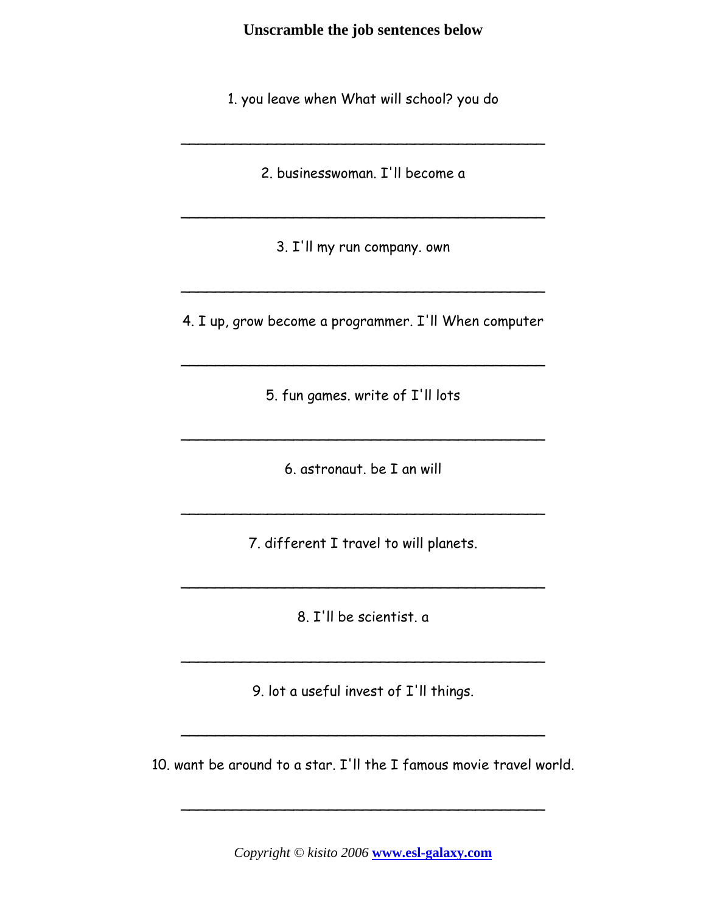# Unscramble the job sentences below

1. you leave when What will school? you do

_____________________________________________

2. businesswoman. I'll become a

_____________________________________________

3. I'll my run company. own

_____________________________________________

4. I up, grow become a programmer. I'll When computer

_____________________________________________

5. fun games. write of I'll lots

_____________________________________________

6. astronaut. be I an will

_____________________________________________

7. different I travel to will planets.

_____________________________________________

8. I'll be scientist. a

_____________________________________________

9. lot a useful invest of I'll things.

_____________________________________________

10. want be around to a star. I'll the I famous movie travel world.

_____________________________________________

*Copyright © kisito 2006* [www.esl-galaxy.com](http://www.esl-galaxy.com)